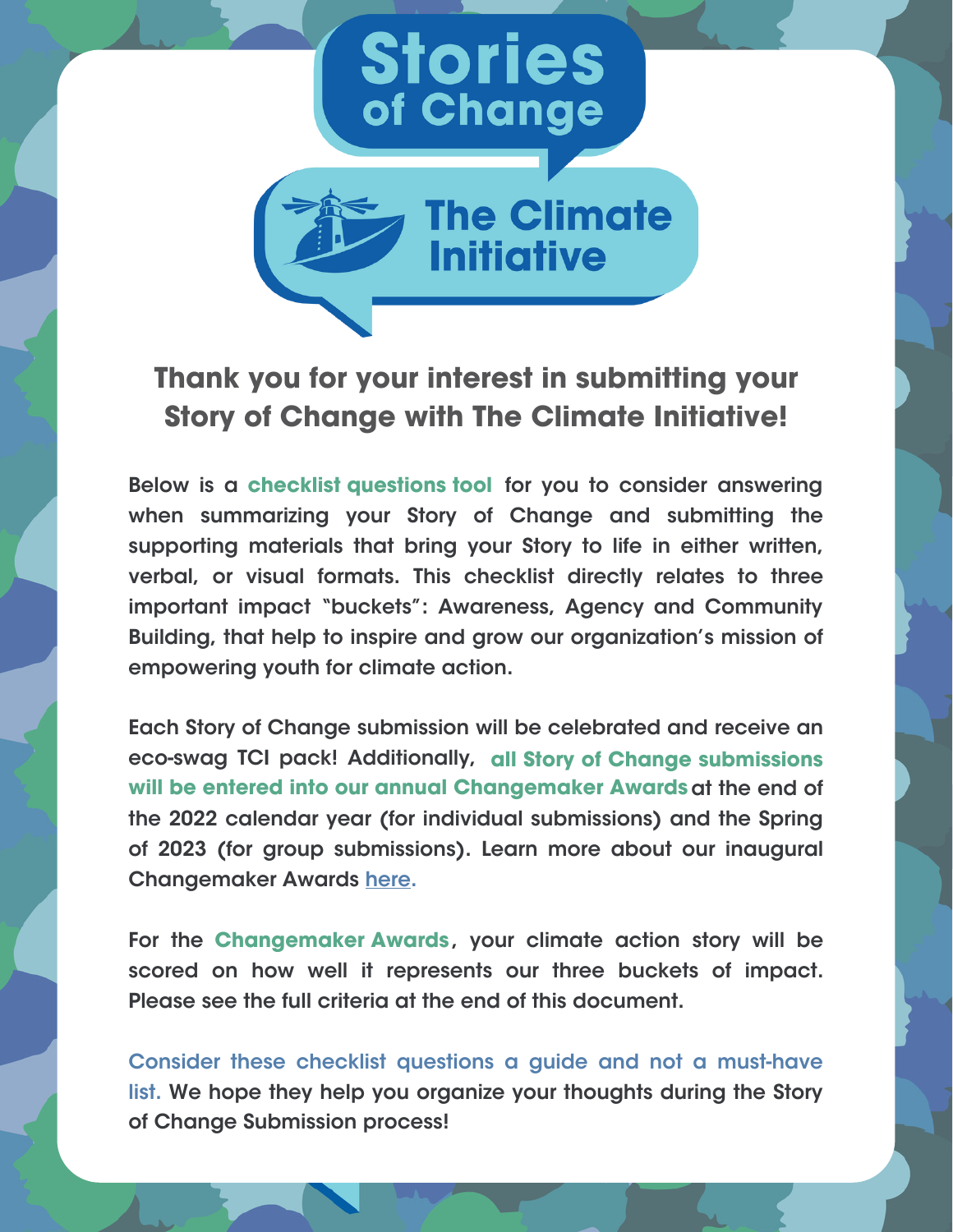# Stories of Change

## The Climate Initiative

## Thank you for your interest in submitting your Story of Change with The Climate Initiative!

Below is a **checklist questions tool** for you to consider answering when summarizing your Story of Change and submitting the supporting materials that bring your Story to life in either written, verbal, or visual formats. This checklist directly relates to three important impact "buckets": Awareness, Agency and Community Building, that help to inspire and grow our organization's mission of empowering youth for climate action.

Each Story of Change submission will be celebrated and receive an eco-swag TCI pack! Additionally, **all Story of Change submissions will be entered into our annual Changemaker Awards** at the end of the 2022 calendar year (for individual submissions) and the Spring of 2023 (for group submissions). Learn more about our inaugural Changemaker Awards here.

For the **Changemaker Awards**, your climate action story will be scored on how well it represents our three buckets of impact. Please see the full criteria at the end of this document.

Consider these checklist questions a guide and not a must-have list. We hope they help you organize your thoughts during the Story of Change Submission process!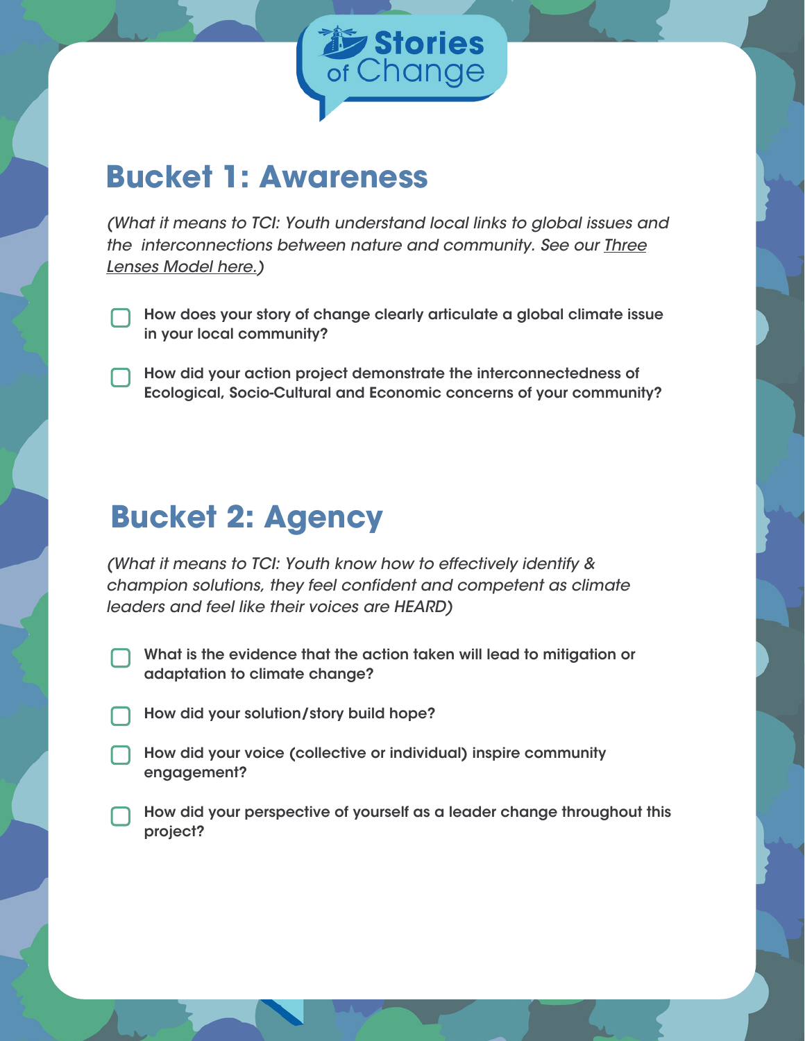## Bucket 1: Awareness

*(What it means to TCI: Youth understand local links to global issues and the interconnections between nature and community. See our Three Lenses Model here.)*

- [ ] **How does your story of change clearly articulate a global climate issue in your local community?**
- [ ] **How did your action project demonstrate the interconnectedness of Ecological, Socio-Cultural and Economic concerns of your community?**

## Bucket 2: Agency

*(What it means to TCI: Youth know how to effectively identify & champion solutions, they feel confident and competent as climate leaders and feel like their voices are HEARD)*

- [ ] **What is the evidence that the action taken will lead to mitigation or adaptation to climate change?**
- [ ] **How did your solution/story build hope?**
- [ ] **How did your voice (collective or individual) inspire community engagement?**
- [ ] **How did your perspective of yourself as a leader change throughout this project?**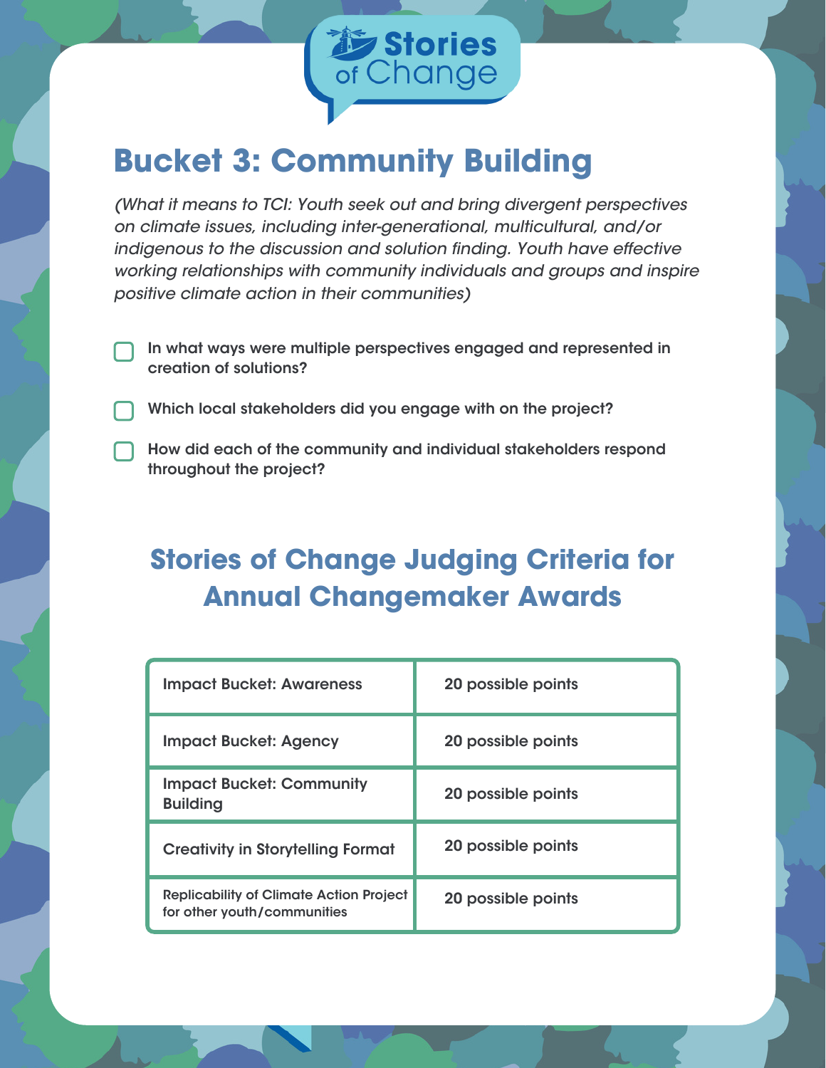## Bucket 3: Community Building

*(What it means to TCI: Youth seek out and bring divergent perspectives on climate issues, including inter-generational, multicultural, and/or indigenous to the discussion and solution finding. Youth have effective working relationships with community individuals and groups and inspire positive climate action in their communities)*

- [ ] **In what ways were multiple perspectives engaged and represented in creation of solutions?**
- [ ] **Which local stakeholders did you engage with on the project?**
- [ ] **How did each of the community and individual stakeholders respond throughout the project?**

## Stories of Change Judging Criteria for Annual Changemaker Awards

| | |
|---|---|
| Impact Bucket: Awareness | 20 possible points |
| Impact Bucket: Agency | 20 possible points |
| Impact Bucket: Community Building | 20 possible points |
| Creativity in Storytelling Format | 20 possible points |
| Replicability of Climate Action Project for other youth/communities | 20 possible points |